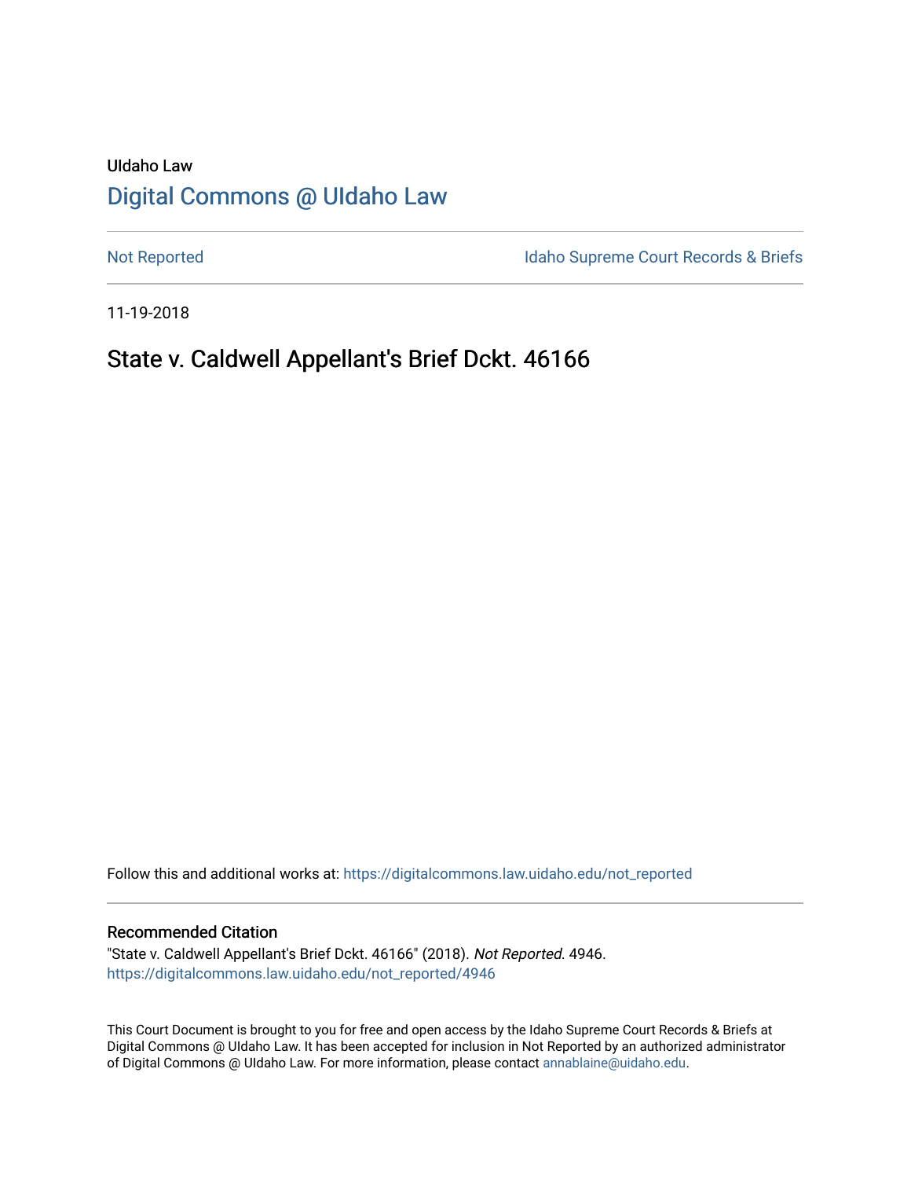UIdaho Law

# Digital Commons @ UIdaho Law

Not Reported

Idaho Supreme Court Records & Briefs

11-19-2018

## State v. Caldwell Appellant's Brief Dckt. 46166

Follow this and additional works at: https://digitalcommons.law.uidaho.edu/not_reported

### Recommended Citation

"State v. Caldwell Appellant's Brief Dckt. 46166" (2018). *Not Reported*. 4946.
https://digitalcommons.law.uidaho.edu/not_reported/4946

This Court Document is brought to you for free and open access by the Idaho Supreme Court Records & Briefs at Digital Commons @ UIdaho Law. It has been accepted for inclusion in Not Reported by an authorized administrator of Digital Commons @ UIdaho Law. For more information, please contact annablaine@uidaho.edu.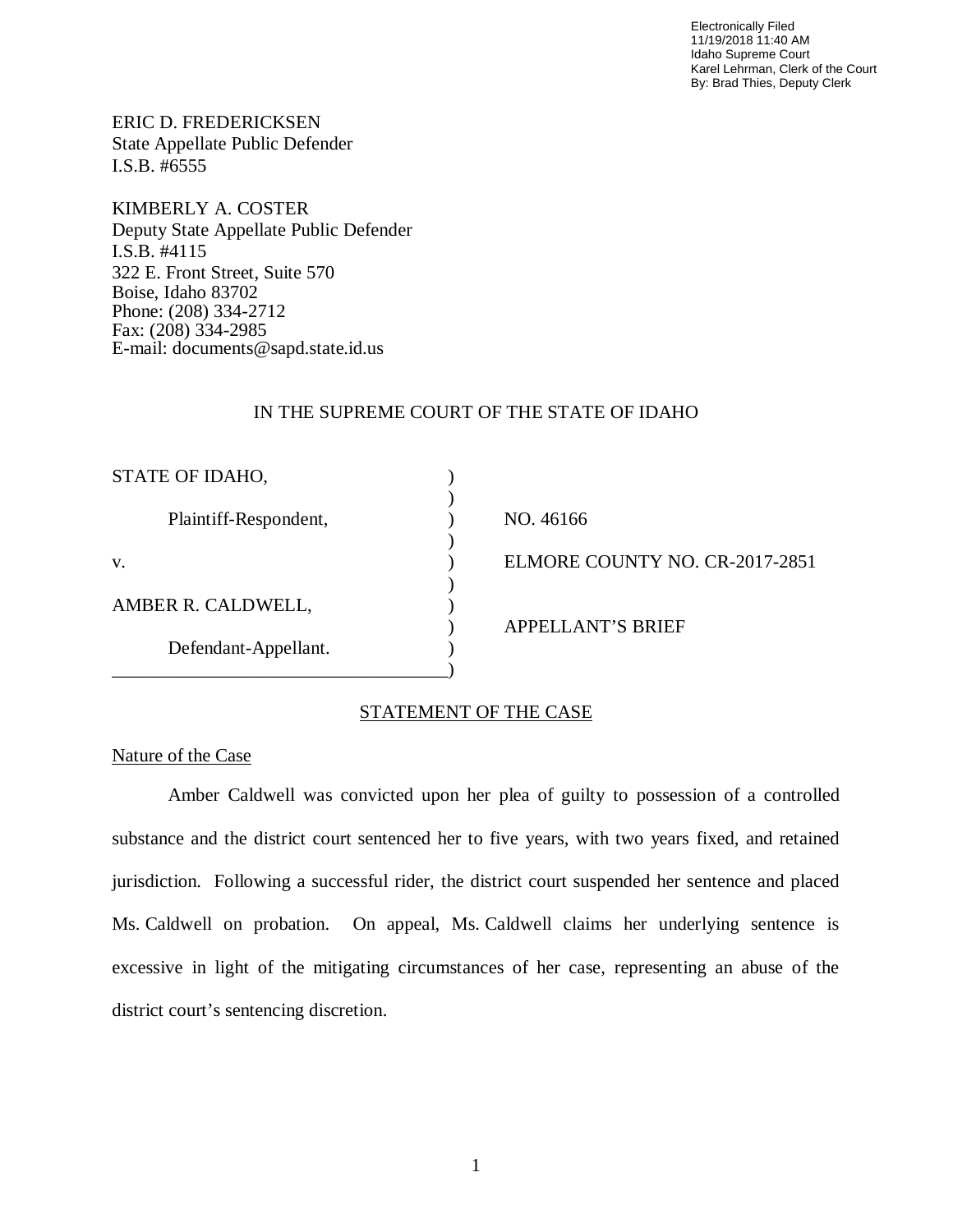Electronically Filed
11/19/2018 11:40 AM
Idaho Supreme Court
Karel Lehrman, Clerk of the Court
By: Brad Thies, Deputy Clerk

ERIC D. FREDERICKSEN
State Appellate Public Defender
I.S.B. #6555

KIMBERLY A. COSTER
Deputy State Appellate Public Defender
I.S.B. #4115
322 E. Front Street, Suite 570
Boise, Idaho 83702
Phone: (208) 334-2712
Fax: (208) 334-2985
E-mail: documents@sapd.state.id.us

IN THE SUPREME COURT OF THE STATE OF IDAHO

| | | |
|---|---|---|
| STATE OF IDAHO, | ) | |
| | ) | |
| Plaintiff-Respondent, | ) | NO. 46166 |
| | ) | |
| v. | ) | ELMORE COUNTY NO. CR-2017-2851 |
| | ) | |
| AMBER R. CALDWELL, | ) | |
| | ) | APPELLANT'S BRIEF |
| Defendant-Appellant. | ) | |
| ___________________________________ | ) | |

## STATEMENT OF THE CASE

### Nature of the Case

Amber Caldwell was convicted upon her plea of guilty to possession of a controlled substance and the district court sentenced her to five years, with two years fixed, and retained jurisdiction. Following a successful rider, the district court suspended her sentence and placed Ms. Caldwell on probation. On appeal, Ms. Caldwell claims her underlying sentence is excessive in light of the mitigating circumstances of her case, representing an abuse of the district court's sentencing discretion.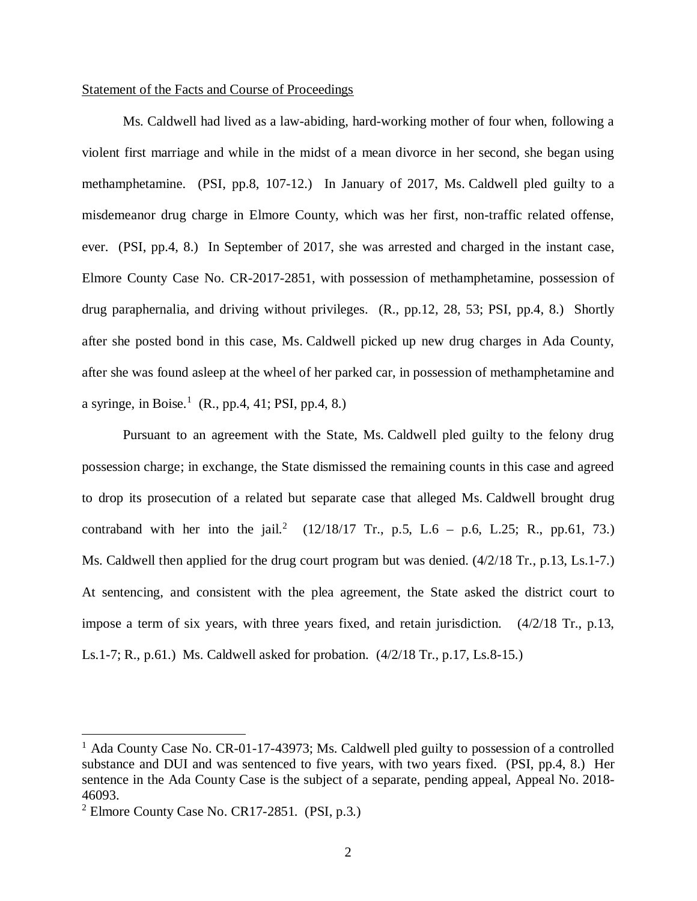Statement of the Facts and Course of Proceedings

Ms. Caldwell had lived as a law-abiding, hard-working mother of four when, following a violent first marriage and while in the midst of a mean divorce in her second, she began using methamphetamine. (PSI, pp.8, 107-12.) In January of 2017, Ms. Caldwell pled guilty to a misdemeanor drug charge in Elmore County, which was her first, non-traffic related offense, ever. (PSI, pp.4, 8.) In September of 2017, she was arrested and charged in the instant case, Elmore County Case No. CR-2017-2851, with possession of methamphetamine, possession of drug paraphernalia, and driving without privileges. (R., pp.12, 28, 53; PSI, pp.4, 8.) Shortly after she posted bond in this case, Ms. Caldwell picked up new drug charges in Ada County, after she was found asleep at the wheel of her parked car, in possession of methamphetamine and a syringe, in Boise.[1] (R., pp.4, 41; PSI, pp.4, 8.)

Pursuant to an agreement with the State, Ms. Caldwell pled guilty to the felony drug possession charge; in exchange, the State dismissed the remaining counts in this case and agreed to drop its prosecution of a related but separate case that alleged Ms. Caldwell brought drug contraband with her into the jail.[2] (12/18/17 Tr., p.5, L.6 – p.6, L.25; R., pp.61, 73.) Ms. Caldwell then applied for the drug court program but was denied. (4/2/18 Tr., p.13, Ls.1-7.) At sentencing, and consistent with the plea agreement, the State asked the district court to impose a term of six years, with three years fixed, and retain jurisdiction. (4/2/18 Tr., p.13, Ls.1-7; R., p.61.) Ms. Caldwell asked for probation. (4/2/18 Tr., p.17, Ls.8-15.)

---

[1] Ada County Case No. CR-01-17-43973; Ms. Caldwell pled guilty to possession of a controlled substance and DUI and was sentenced to five years, with two years fixed. (PSI, pp.4, 8.) Her sentence in the Ada County Case is the subject of a separate, pending appeal, Appeal No. 2018-46093.

[2] Elmore County Case No. CR17-2851. (PSI, p.3.)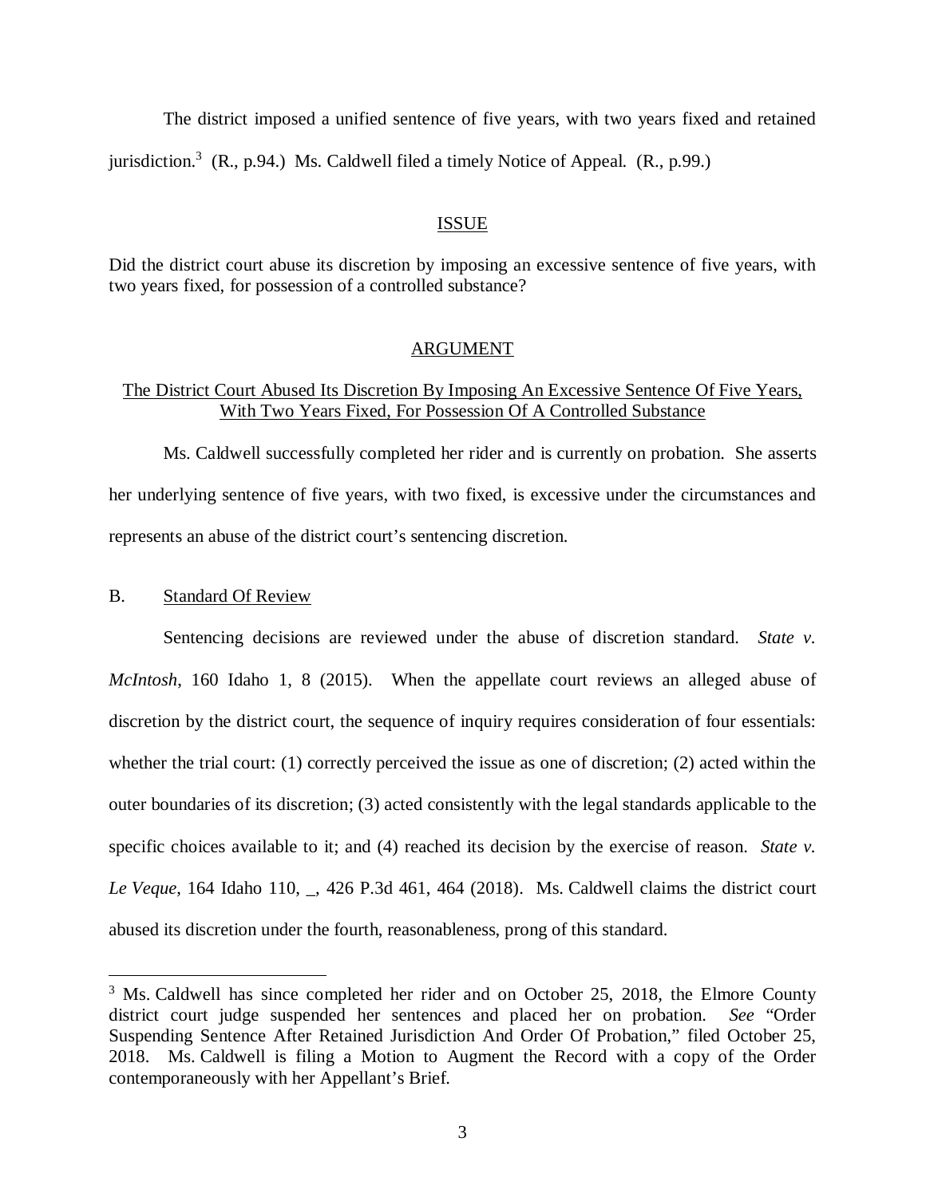The district imposed a unified sentence of five years, with two years fixed and retained jurisdiction.[3] (R., p.94.) Ms. Caldwell filed a timely Notice of Appeal. (R., p.99.)

## ISSUE

Did the district court abuse its discretion by imposing an excessive sentence of five years, with two years fixed, for possession of a controlled substance?

## ARGUMENT

### The District Court Abused Its Discretion By Imposing An Excessive Sentence Of Five Years, With Two Years Fixed, For Possession Of A Controlled Substance

Ms. Caldwell successfully completed her rider and is currently on probation. She asserts her underlying sentence of five years, with two fixed, is excessive under the circumstances and represents an abuse of the district court's sentencing discretion.

### B. Standard Of Review

Sentencing decisions are reviewed under the abuse of discretion standard. *State v. McIntosh*, 160 Idaho 1, 8 (2015). When the appellate court reviews an alleged abuse of discretion by the district court, the sequence of inquiry requires consideration of four essentials: whether the trial court: (1) correctly perceived the issue as one of discretion; (2) acted within the outer boundaries of its discretion; (3) acted consistently with the legal standards applicable to the specific choices available to it; and (4) reached its decision by the exercise of reason. *State v. Le Veque*, 164 Idaho 110, _, 426 P.3d 461, 464 (2018). Ms. Caldwell claims the district court abused its discretion under the fourth, reasonableness, prong of this standard.

---

[3] Ms. Caldwell has since completed her rider and on October 25, 2018, the Elmore County district court judge suspended her sentences and placed her on probation. *See* "Order Suspending Sentence After Retained Jurisdiction And Order Of Probation," filed October 25, 2018. Ms. Caldwell is filing a Motion to Augment the Record with a copy of the Order contemporaneously with her Appellant's Brief.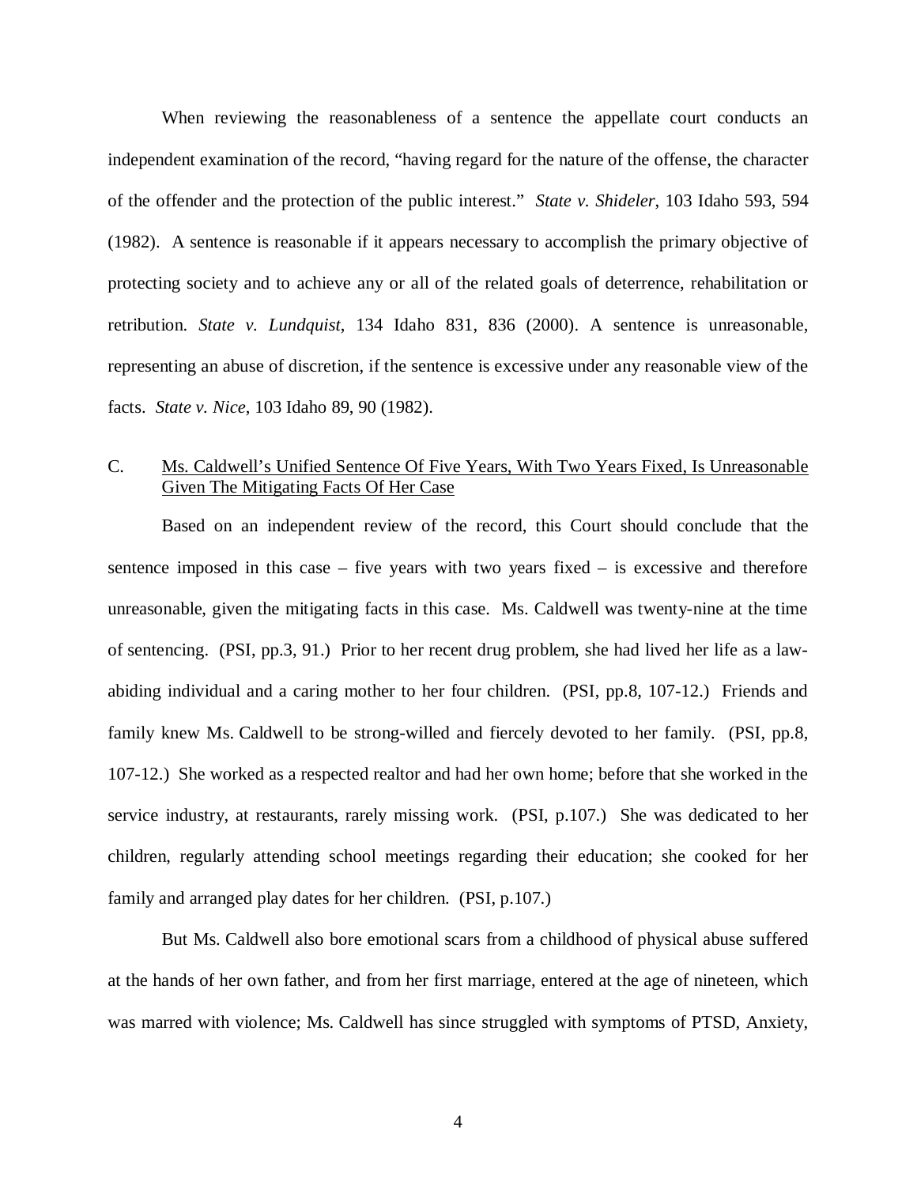When reviewing the reasonableness of a sentence the appellate court conducts an independent examination of the record, "having regard for the nature of the offense, the character of the offender and the protection of the public interest." *State v. Shideler*, 103 Idaho 593, 594 (1982). A sentence is reasonable if it appears necessary to accomplish the primary objective of protecting society and to achieve any or all of the related goals of deterrence, rehabilitation or retribution. *State v. Lundquist*, 134 Idaho 831, 836 (2000). A sentence is unreasonable, representing an abuse of discretion, if the sentence is excessive under any reasonable view of the facts. *State v. Nice*, 103 Idaho 89, 90 (1982).

C. Ms. Caldwell's Unified Sentence Of Five Years, With Two Years Fixed, Is Unreasonable Given The Mitigating Facts Of Her Case

Based on an independent review of the record, this Court should conclude that the sentence imposed in this case – five years with two years fixed – is excessive and therefore unreasonable, given the mitigating facts in this case. Ms. Caldwell was twenty-nine at the time of sentencing. (PSI, pp.3, 91.) Prior to her recent drug problem, she had lived her life as a law-abiding individual and a caring mother to her four children. (PSI, pp.8, 107-12.) Friends and family knew Ms. Caldwell to be strong-willed and fiercely devoted to her family. (PSI, pp.8, 107-12.) She worked as a respected realtor and had her own home; before that she worked in the service industry, at restaurants, rarely missing work. (PSI, p.107.) She was dedicated to her children, regularly attending school meetings regarding their education; she cooked for her family and arranged play dates for her children. (PSI, p.107.)

But Ms. Caldwell also bore emotional scars from a childhood of physical abuse suffered at the hands of her own father, and from her first marriage, entered at the age of nineteen, which was marred with violence; Ms. Caldwell has since struggled with symptoms of PTSD, Anxiety,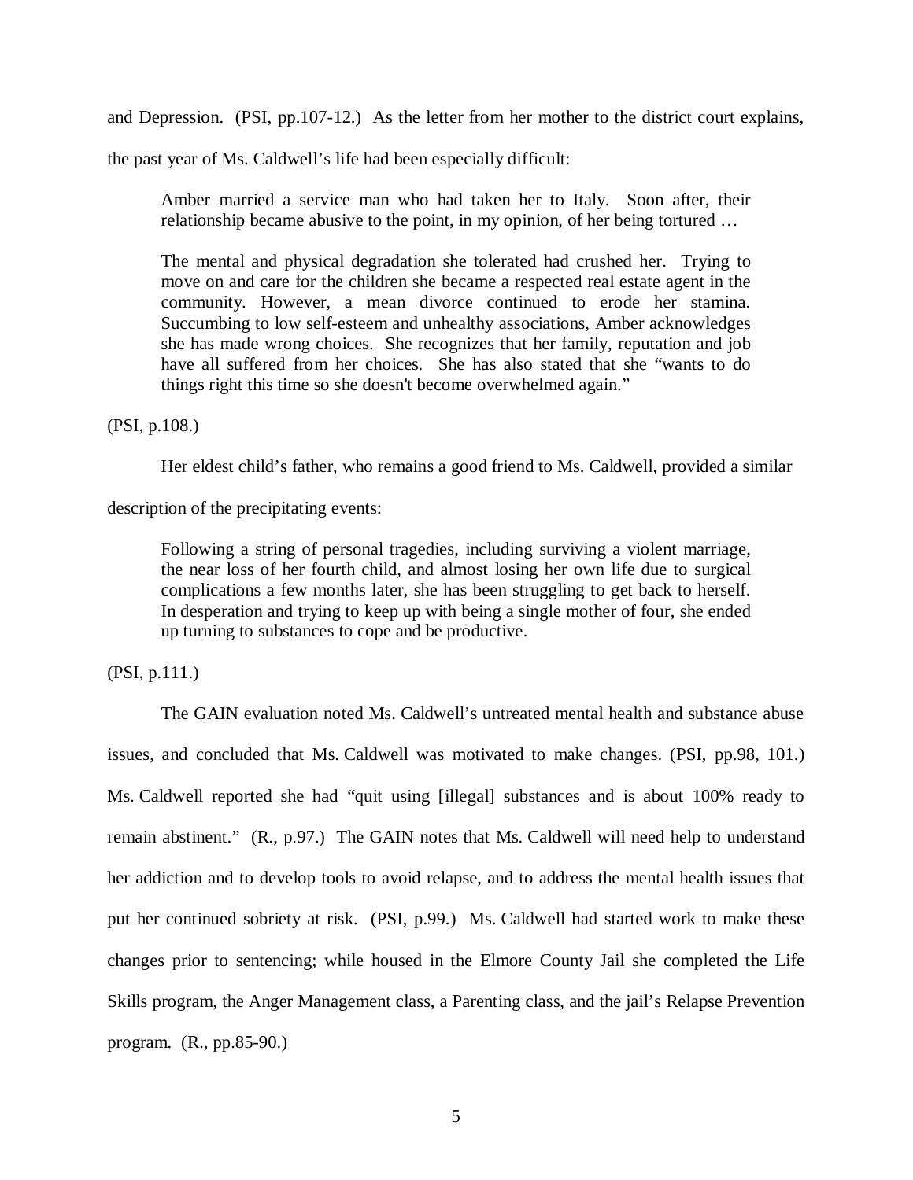and Depression. (PSI, pp.107-12.) As the letter from her mother to the district court explains, the past year of Ms. Caldwell's life had been especially difficult:

> Amber married a service man who had taken her to Italy. Soon after, their relationship became abusive to the point, in my opinion, of her being tortured …
>
> The mental and physical degradation she tolerated had crushed her. Trying to move on and care for the children she became a respected real estate agent in the community. However, a mean divorce continued to erode her stamina. Succumbing to low self-esteem and unhealthy associations, Amber acknowledges she has made wrong choices. She recognizes that her family, reputation and job have all suffered from her choices. She has also stated that she "wants to do things right this time so she doesn't become overwhelmed again."

(PSI, p.108.)

Her eldest child's father, who remains a good friend to Ms. Caldwell, provided a similar description of the precipitating events:

> Following a string of personal tragedies, including surviving a violent marriage, the near loss of her fourth child, and almost losing her own life due to surgical complications a few months later, she has been struggling to get back to herself. In desperation and trying to keep up with being a single mother of four, she ended up turning to substances to cope and be productive.

(PSI, p.111.)

The GAIN evaluation noted Ms. Caldwell's untreated mental health and substance abuse issues, and concluded that Ms. Caldwell was motivated to make changes. (PSI, pp.98, 101.) Ms. Caldwell reported she had "quit using [illegal] substances and is about 100% ready to remain abstinent." (R., p.97.) The GAIN notes that Ms. Caldwell will need help to understand her addiction and to develop tools to avoid relapse, and to address the mental health issues that put her continued sobriety at risk. (PSI, p.99.) Ms. Caldwell had started work to make these changes prior to sentencing; while housed in the Elmore County Jail she completed the Life Skills program, the Anger Management class, a Parenting class, and the jail's Relapse Prevention program. (R., pp.85-90.)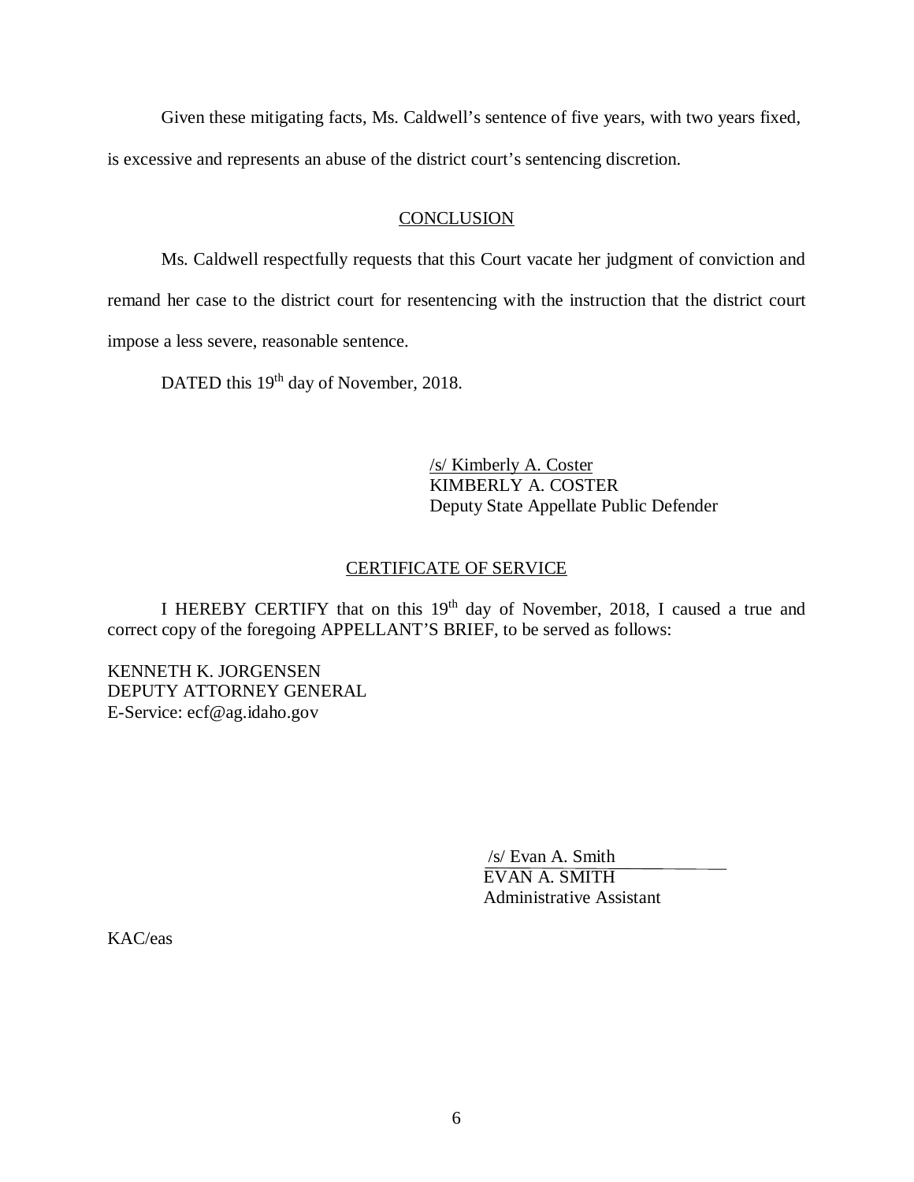Given these mitigating facts, Ms. Caldwell's sentence of five years, with two years fixed, is excessive and represents an abuse of the district court's sentencing discretion.

## CONCLUSION

Ms. Caldwell respectfully requests that this Court vacate her judgment of conviction and remand her case to the district court for resentencing with the instruction that the district court impose a less severe, reasonable sentence.

DATED this 19th day of November, 2018.

/s/ Kimberly A. Coster
KIMBERLY A. COSTER
Deputy State Appellate Public Defender

## CERTIFICATE OF SERVICE

I HEREBY CERTIFY that on this 19th day of November, 2018, I caused a true and correct copy of the foregoing APPELLANT'S BRIEF, to be served as follows:

KENNETH K. JORGENSEN
DEPUTY ATTORNEY GENERAL
E-Service: ecf@ag.idaho.gov

/s/ Evan A. Smith
EVAN A. SMITH
Administrative Assistant

KAC/eas